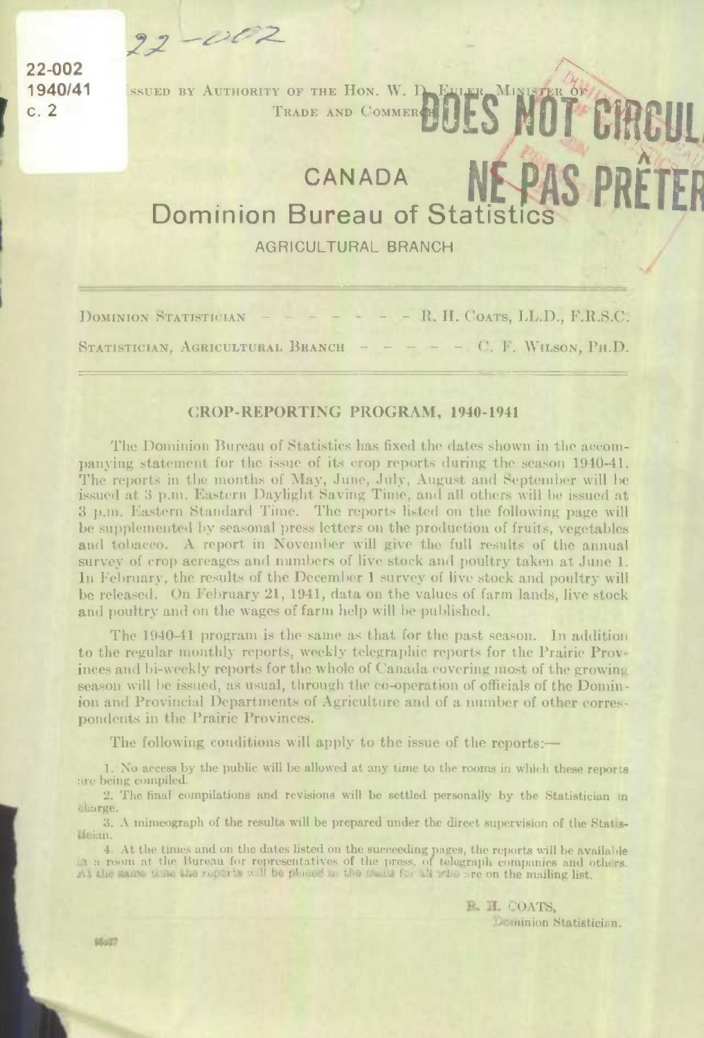22-002
1940/41
c. 2

ISSUED BY AUTHORITY OF THE HON. W. D. EULER, MINISTER OF TRADE AND COMMERCE

DOES NOT CIRCULATE
NE PAS PRÊTER

# CANADA
# Dominion Bureau of Statistics

## AGRICULTURAL BRANCH

DOMINION STATISTICIAN - - - - - - - - R. H. COATS, LL.D., F.R.S.C.

STATISTICIAN, AGRICULTURAL BRANCH - - - - - - C. F. WILSON, PH.D.

### CROP-REPORTING PROGRAM, 1940-1941

The Dominion Bureau of Statistics has fixed the dates shown in the accompanying statement for the issue of its crop reports during the season 1940-41. The reports in the months of May, June, July, August and September will be issued at 3 p.m. Eastern Daylight Saving Time, and all others will be issued at 3 p.m. Eastern Standard Time. The reports listed on the following page will be supplemented by seasonal press letters on the production of fruits, vegetables and tobacco. A report in November will give the full results of the annual survey of crop acreages and numbers of live stock and poultry taken at June 1. In February, the results of the December 1 survey of live stock and poultry will be released. On February 21, 1941, data on the values of farm lands, live stock and poultry and on the wages of farm help will be published.

The 1940-41 program is the same as that for the past season. In addition to the regular monthly reports, weekly telegraphic reports for the Prairie Provinces and bi-weekly reports for the whole of Canada covering most of the growing season will be issued, as usual, through the co-operation of officials of the Dominion and Provincial Departments of Agriculture and of a number of other correspondents in the Prairie Provinces.

The following conditions will apply to the issue of the reports:—

1. No access by the public will be allowed at any time to the rooms in which these reports are being compiled.
2. The final compilations and revisions will be settled personally by the Statistician in charge.
3. A mimeograph of the results will be prepared under the direct supervision of the Statistician.
4. At the times and on the dates listed on the succeeding pages, the reports will be available in a room at the Bureau for representatives of the press, of telegraph companies and others. At the same time the reports will be placed in the mails for all who are on the mailing list.

R. H. COATS,
Dominion Statistician.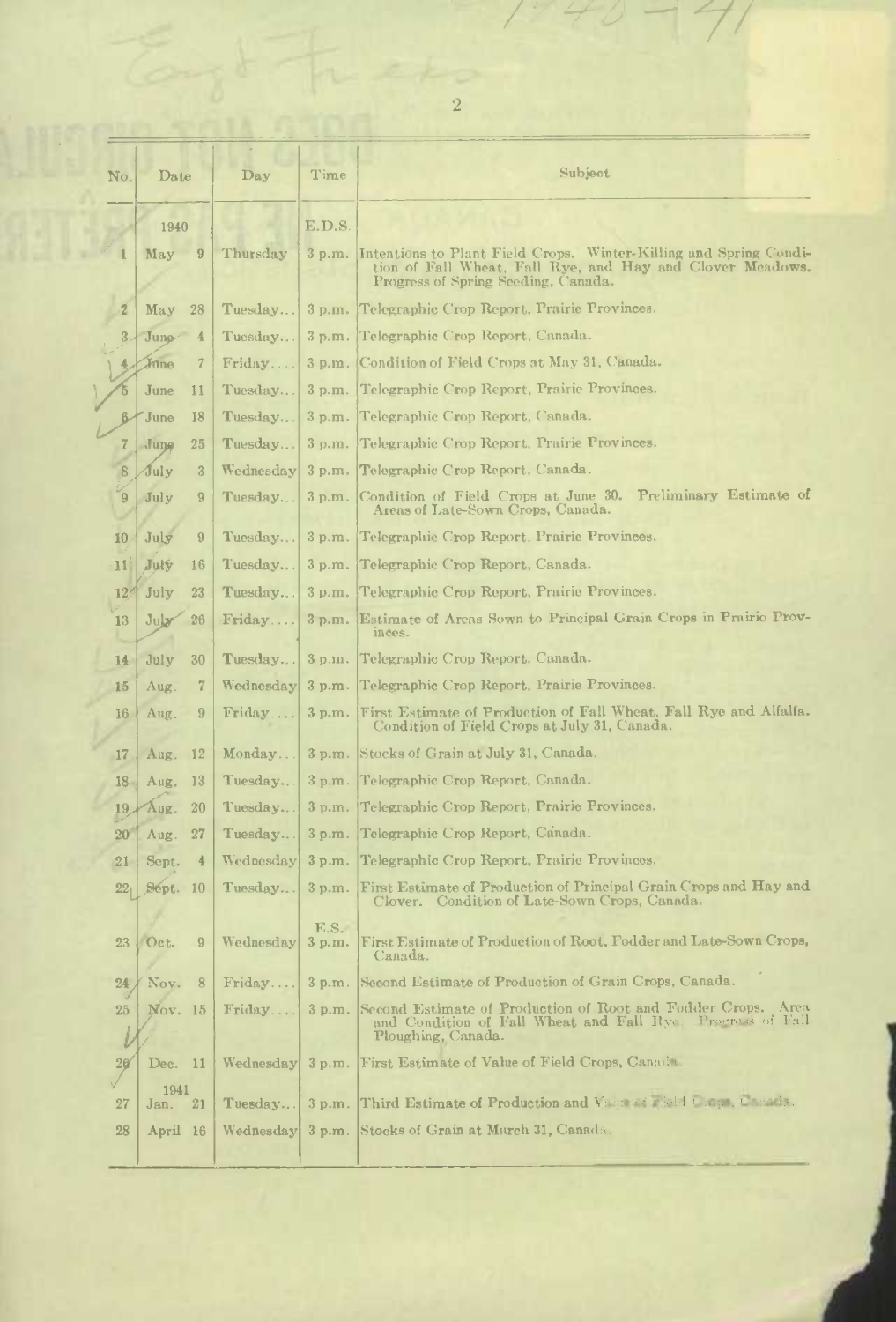| No. | Date | Day | Time | Subject |
|---|---|---|---|---|
| | 1940 | | E.D.S. | |
| 1 | May 9 | Thursday | 3 p.m. | Intentions to Plant Field Crops. Winter-Killing and Spring Condition of Fall Wheat, Fall Rye, and Hay and Clover Meadows. Progress of Spring Seeding, Canada. |
| 2 | May 28 | Tuesday... | 3 p.m. | Telegraphic Crop Report, Prairie Provinces. |
| 3 | June 4 | Tuesday... | 3 p.m. | Telegraphic Crop Report, Canada. |
| 4 | June 7 | Friday.... | 3 p.m. | Condition of Field Crops at May 31, Canada. |
| 5 | June 11 | Tuesday... | 3 p.m. | Telegraphic Crop Report, Prairie Provinces. |
| 6 | June 18 | Tuesday... | 3 p.m. | Telegraphic Crop Report, Canada. |
| 7 | June 25 | Tuesday... | 3 p.m. | Telegraphic Crop Report, Prairie Provinces. |
| 8 | July 3 | Wednesday | 3 p.m. | Telegraphic Crop Report, Canada. |
| 9 | July 9 | Tuesday... | 3 p.m. | Condition of Field Crops at June 30. Preliminary Estimate of Areas of Late-Sown Crops, Canada. |
| 10 | July 9 | Tuesday... | 3 p.m. | Telegraphic Crop Report, Prairie Provinces. |
| 11 | July 16 | Tuesday... | 3 p.m. | Telegraphic Crop Report, Canada. |
| 12 | July 23 | Tuesday... | 3 p.m. | Telegraphic Crop Report, Prairie Provinces. |
| 13 | July 26 | Friday.... | 3 p.m. | Estimate of Areas Sown to Principal Grain Crops in Prairie Provinces. |
| 14 | July 30 | Tuesday... | 3 p.m. | Telegraphic Crop Report, Canada. |
| 15 | Aug. 7 | Wednesday | 3 p.m. | Telegraphic Crop Report, Prairie Provinces. |
| 16 | Aug. 9 | Friday.... | 3 p.m. | First Estimate of Production of Fall Wheat, Fall Rye and Alfalfa. Condition of Field Crops at July 31, Canada. |
| 17 | Aug. 12 | Monday... | 3 p.m. | Stocks of Grain at July 31, Canada. |
| 18 | Aug. 13 | Tuesday... | 3 p.m. | Telegraphic Crop Report, Canada. |
| 19 | Aug. 20 | Tuesday... | 3 p.m. | Telegraphic Crop Report, Prairie Provinces. |
| 20 | Aug. 27 | Tuesday... | 3 p.m. | Telegraphic Crop Report, Canada. |
| 21 | Sept. 4 | Wednesday | 3 p.m. | Telegraphic Crop Report, Prairie Provinces. |
| 22 | Sept. 10 | Tuesday... | 3 p.m. | First Estimate of Production of Principal Grain Crops and Hay and Clover. Condition of Late-Sown Crops, Canada. |
| 23 | Oct. 9 | Wednesday | E.S. 3 p.m. | First Estimate of Production of Root, Fodder and Late-Sown Crops, Canada. |
| 24 | Nov. 8 | Friday.... | 3 p.m. | Second Estimate of Production of Grain Crops, Canada. |
| 25 | Nov. 15 | Friday.... | 3 p.m. | Second Estimate of Production of Root and Fodder Crops. Area and Condition of Fall Wheat and Fall Rye. Progress of Fall Ploughing, Canada. |
| 26 | Dec. 11 | Wednesday | 3 p.m. | First Estimate of Value of Field Crops, Canada. |
| | 1941 | | | |
| 27 | Jan. 21 | Tuesday... | 3 p.m. | Third Estimate of Production and Value of Field Crops, Canada. |
| 28 | April 16 | Wednesday | 3 p.m. | Stocks of Grain at March 31, Canada. |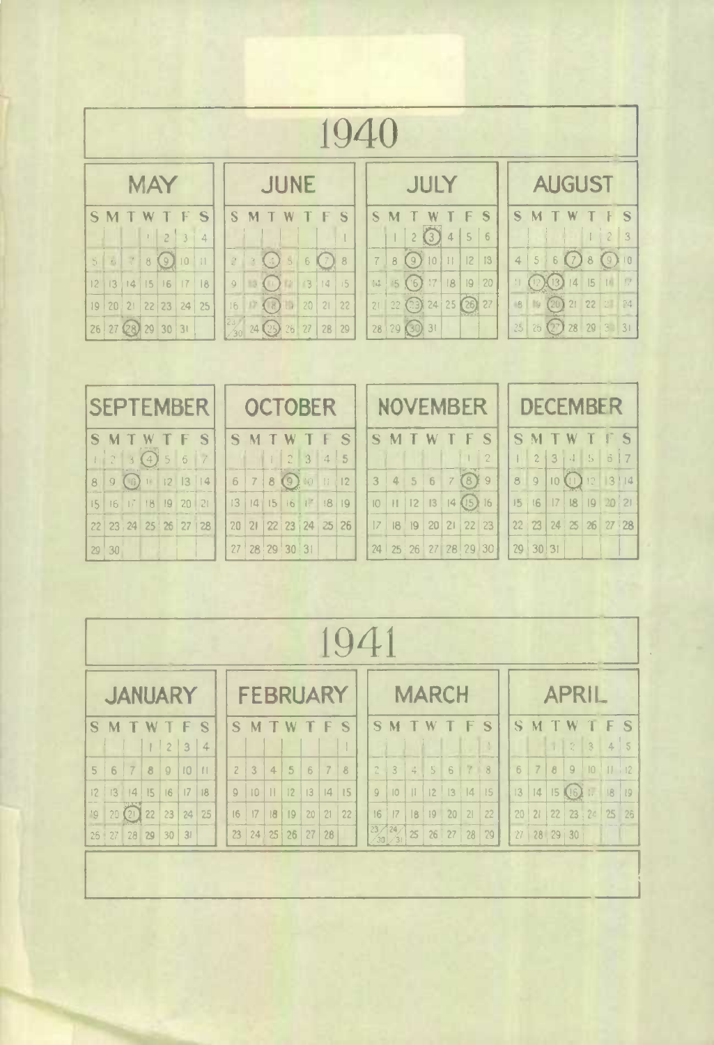# 1940

## MAY

| S | M | T | W | T | F | S |
|---|---|---|---|---|---|---|
| | | | 1 | 2 | 3 | 4 |
| 5 | 6 | 7 | 8 | **9** | 10 | 11 |
| 12 | 13 | 14 | 15 | 16 | 17 | 18 |
| 19 | 20 | 21 | 22 | 23 | 24 | 25 |
| 26 | 27 | **28** | 29 | 30 | 31 | |

## JUNE

| S | M | T | W | T | F | S |
|---|---|---|---|---|---|---|
| | | | | | | 1 |
| 2 | 3 | **4** | 5 | 6 | **7** | 8 |
| 9 | 10 | **11** | 12 | 13 | 14 | 15 |
| 16 | 17 | **18** | 19 | 20 | 21 | 22 |
| 23/30 | 24 | **25** | 26 | 27 | 28 | 29 |

## JULY

| S | M | T | W | T | F | S |
|---|---|---|---|---|---|---|
| | 1 | 2 | **3** | 4 | 5 | 6 |
| 7 | 8 | **9** | 10 | 11 | 12 | 13 |
| 14 | 15 | **16** | 17 | 18 | 19 | 20 |
| 21 | 22 | **23** | 24 | 25 | **26** | 27 |
| 28 | 29 | **30** | 31 | | | |

## AUGUST

| S | M | T | W | T | F | S |
|---|---|---|---|---|---|---|
| | | | | 1 | 2 | 3 |
| 4 | 5 | 6 | **7** | 8 | **9** | 10 |
| 11 | **12** | **13** | 14 | 15 | 16 | 17 |
| 18 | 19 | **20** | 21 | 22 | 23 | 24 |
| 25 | 26 | **27** | 28 | 29 | 30 | 31 |

## SEPTEMBER

| S | M | T | W | T | F | S |
|---|---|---|---|---|---|---|
| 1 | 2 | 3 | **4** | 5 | 6 | 7 |
| 8 | 9 | **10** | 11 | 12 | 13 | 14 |
| 15 | 16 | 17 | 18 | 19 | 20 | 21 |
| 22 | 23 | 24 | 25 | 26 | 27 | 28 |
| 29 | 30 | | | | | |

## OCTOBER

| S | M | T | W | T | F | S |
|---|---|---|---|---|---|---|
| | | 1 | 2 | 3 | 4 | 5 |
| 6 | 7 | 8 | **9** | 10 | 11 | 12 |
| 13 | 14 | 15 | 16 | 17 | 18 | 19 |
| 20 | 21 | 22 | 23 | 24 | 25 | 26 |
| 27 | 28 | 29 | 30 | 31 | | |

## NOVEMBER

| S | M | T | W | T | F | S |
|---|---|---|---|---|---|---|
| | | | | | 1 | 2 |
| 3 | 4 | 5 | 6 | 7 | **8** | 9 |
| 10 | 11 | 12 | 13 | 14 | **15** | 16 |
| 17 | 18 | 19 | 20 | 21 | 22 | 23 |
| 24 | 25 | 26 | 27 | 28 | 29 | 30 |

## DECEMBER

| S | M | T | W | T | F | S |
|---|---|---|---|---|---|---|
| 1 | 2 | 3 | 4 | 5 | 6 | 7 |
| 8 | 9 | 10 | **11** | 12 | 13 | 14 |
| 15 | 16 | 17 | 18 | 19 | 20 | 21 |
| 22 | 23 | 24 | 25 | 26 | 27 | 28 |
| 29 | 30 | 31 | | | | |

# 1941

## JANUARY

| S | M | T | W | T | F | S |
|---|---|---|---|---|---|---|
| | | | 1 | 2 | 3 | 4 |
| 5 | 6 | 7 | 8 | 9 | 10 | 11 |
| 12 | 13 | 14 | 15 | 16 | 17 | 18 |
| 19 | 20 | **21** | 22 | 23 | 24 | 25 |
| 26 | 27 | 28 | 29 | 30 | 31 | |

## FEBRUARY

| S | M | T | W | T | F | S |
|---|---|---|---|---|---|---|
| | | | | | | 1 |
| 2 | 3 | 4 | 5 | 6 | 7 | 8 |
| 9 | 10 | 11 | 12 | 13 | 14 | 15 |
| 16 | 17 | 18 | 19 | 20 | 21 | 22 |
| 23 | 24 | 25 | 26 | 27 | 28 | |

## MARCH

| S | M | T | W | T | F | S |
|---|---|---|---|---|---|---|
| | | | | | | 1 |
| 2 | 3 | 4 | 5 | 6 | 7 | 8 |
| 9 | 10 | 11 | 12 | 13 | 14 | 15 |
| 16 | 17 | 18 | 19 | 20 | 21 | 22 |
| 23/30 | 24/31 | 25 | 26 | 27 | 28 | 29 |

## APRIL

| S | M | T | W | T | F | S |
|---|---|---|---|---|---|---|
| | | 1 | 2 | 3 | 4 | 5 |
| 6 | 7 | 8 | 9 | 10 | 11 | 12 |
| 13 | 14 | 15 | **16** | 17 | 18 | 19 |
| 20 | 21 | 22 | 23 | 24 | 25 | 26 |
| 27 | 28 | 29 | 30 | | | |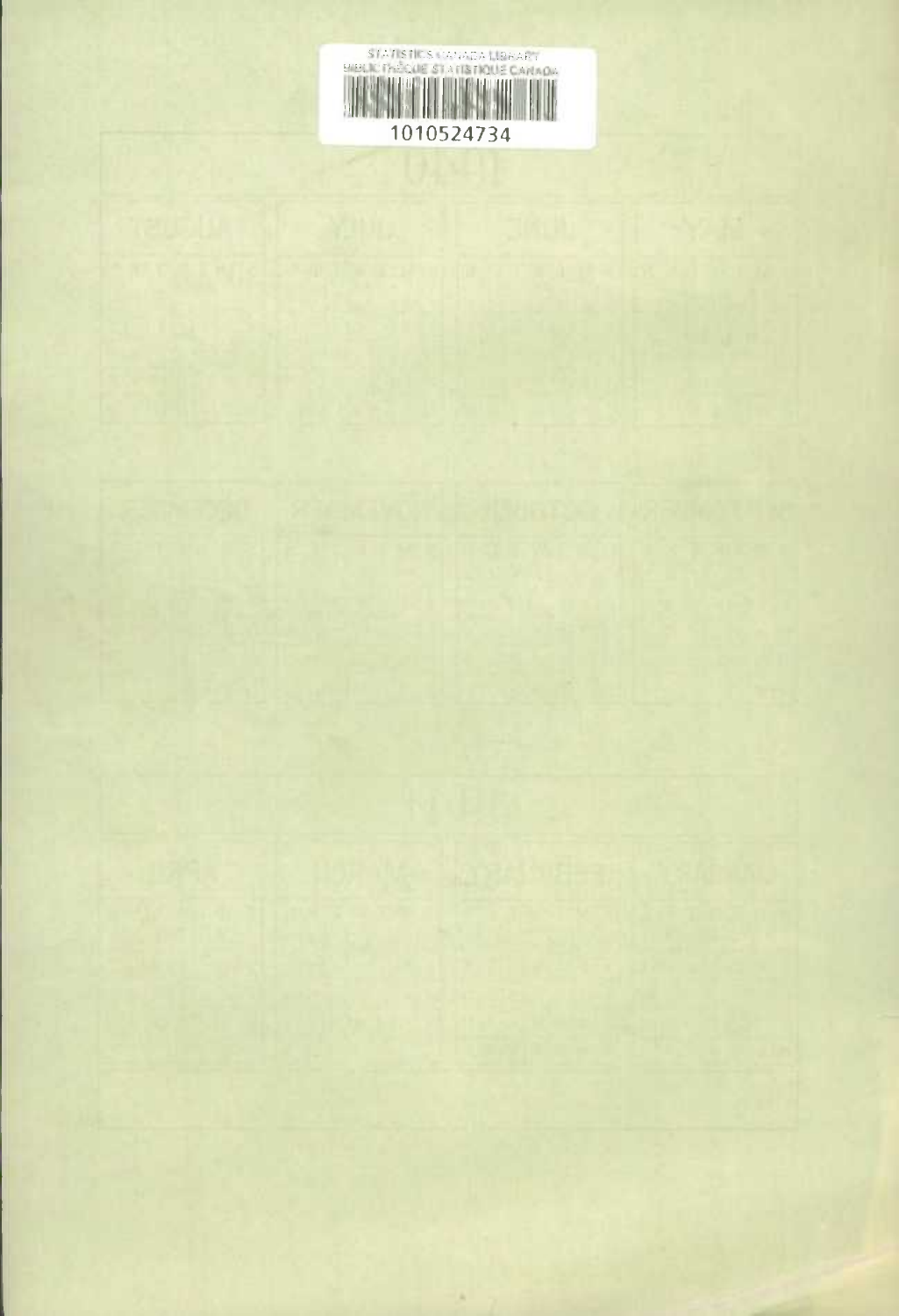STATISTICS CANADA LIBRARY
BIBLIOTHÈQUE STATISTIQUE CANADA

1010524734